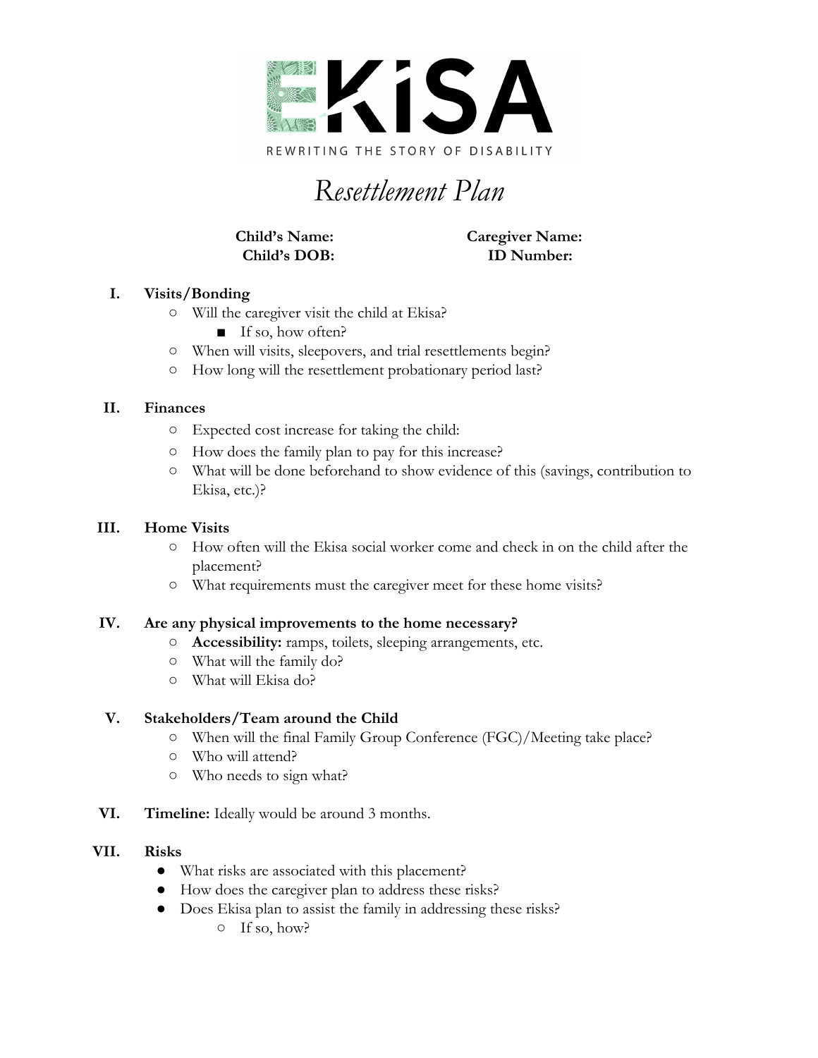EKiSA

REWRITING THE STORY OF DISABILITY

# *Resettlement Plan*

**Child's Name:** **Caregiver Name:**
**Child's DOB:** **ID Number:**

## I. Visits/Bonding

- Will the caregiver visit the child at Ekisa?
  - If so, how often?
- When will visits, sleepovers, and trial resettlements begin?
- How long will the resettlement probationary period last?

## II. Finances

- Expected cost increase for taking the child:
- How does the family plan to pay for this increase?
- What will be done beforehand to show evidence of this (savings, contribution to Ekisa, etc.)?

## III. Home Visits

- How often will the Ekisa social worker come and check in on the child after the placement?
- What requirements must the caregiver meet for these home visits?

## IV. Are any physical improvements to the home necessary?

- **Accessibility:** ramps, toilets, sleeping arrangements, etc.
- What will the family do?
- What will Ekisa do?

## V. Stakeholders/Team around the Child

- When will the final Family Group Conference (FGC)/Meeting take place?
- Who will attend?
- Who needs to sign what?

## VI. Timeline: Ideally would be around 3 months.

## VII. Risks

- What risks are associated with this placement?
- How does the caregiver plan to address these risks?
- Does Ekisa plan to assist the family in addressing these risks?
  - If so, how?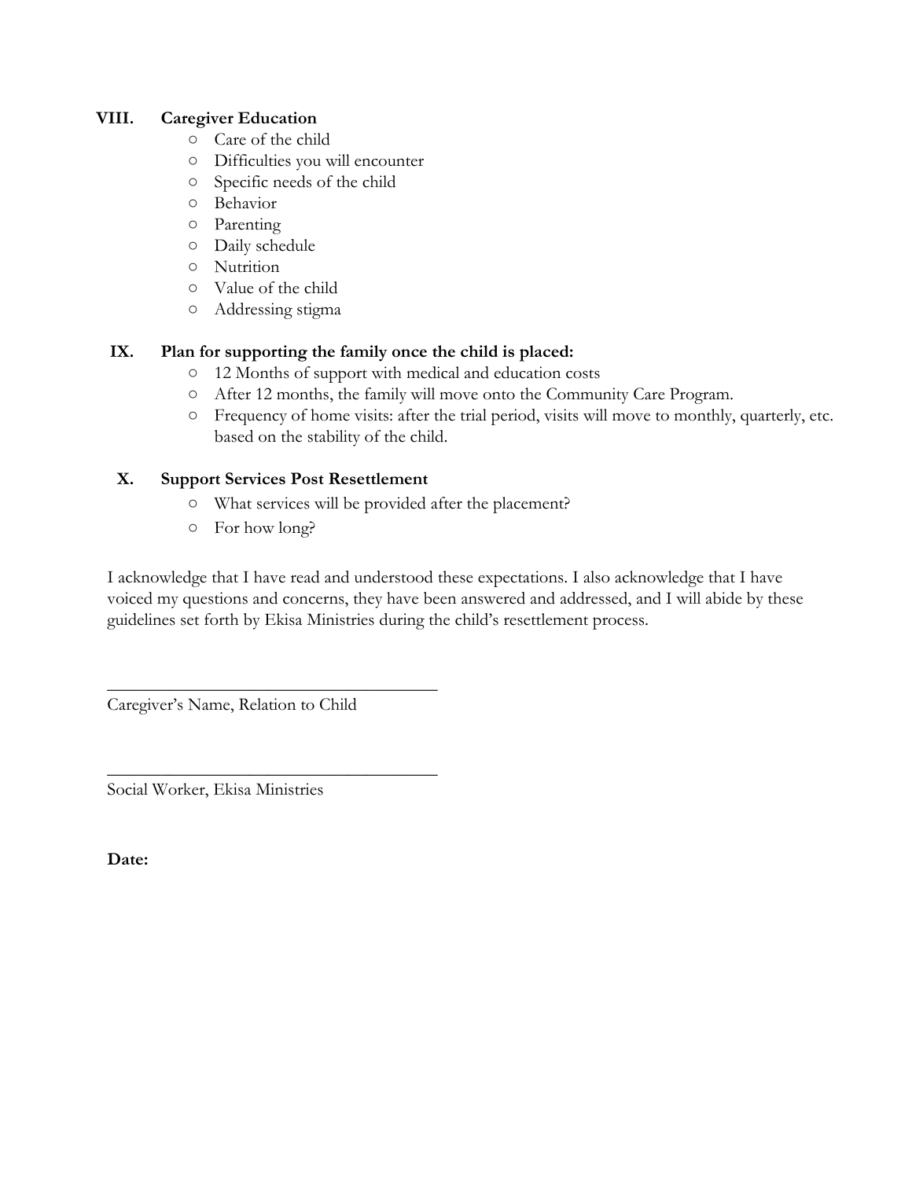**VIII. Caregiver Education**

- Care of the child
- Difficulties you will encounter
- Specific needs of the child
- Behavior
- Parenting
- Daily schedule
- Nutrition
- Value of the child
- Addressing stigma

**IX. Plan for supporting the family once the child is placed:**

- 12 Months of support with medical and education costs
- After 12 months, the family will move onto the Community Care Program.
- Frequency of home visits: after the trial period, visits will move to monthly, quarterly, etc. based on the stability of the child.

**X. Support Services Post Resettlement**

- What services will be provided after the placement?
- For how long?

I acknowledge that I have read and understood these expectations. I also acknowledge that I have voiced my questions and concerns, they have been answered and addressed, and I will abide by these guidelines set forth by Ekisa Ministries during the child's resettlement process.

\_\_\_\_\_\_\_\_\_\_\_\_\_\_\_\_\_\_\_\_\_\_\_\_\_\_\_\_\_\_\_\_\_\_\_\_\_\_\_\_

Caregiver's Name, Relation to Child

\_\_\_\_\_\_\_\_\_\_\_\_\_\_\_\_\_\_\_\_\_\_\_\_\_\_\_\_\_\_\_\_\_\_\_\_\_\_\_\_

Social Worker, Ekisa Ministries

**Date:**